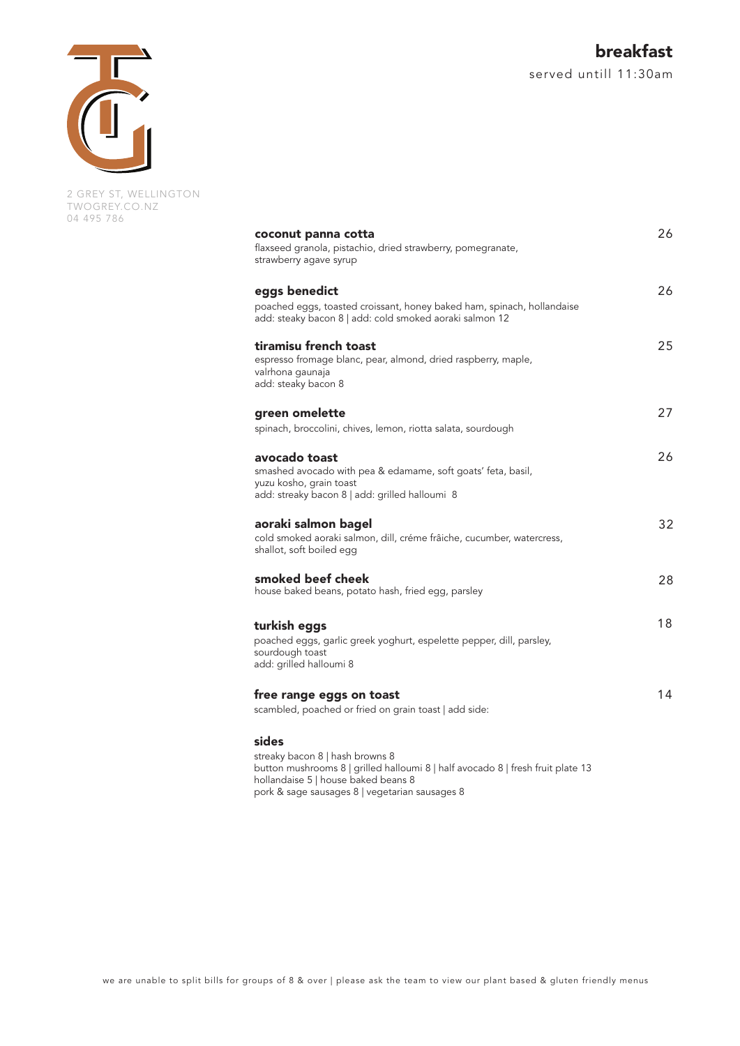2 GREY ST, WELLINGTON
TWOGREY.CO.NZ
04 495 786

# breakfast

served untill 11:30am

**coconut panna cotta** 26
flaxseed granola, pistachio, dried strawberry, pomegranate, strawberry agave syrup

**eggs benedict** 26
poached eggs, toasted croissant, honey baked ham, spinach, hollandaise
add: steaky bacon 8 | add: cold smoked aoraki salmon 12

**tiramisu french toast** 25
espresso fromage blanc, pear, almond, dried raspberry, maple, valrhona gaunaja
add: steaky bacon 8

**green omelette** 27
spinach, broccolini, chives, lemon, riotta salata, sourdough

**avocado toast** 26
smashed avocado with pea & edamame, soft goats' feta, basil, yuzu kosho, grain toast
add: streaky bacon 8 | add: grilled halloumi 8

**aoraki salmon bagel** 32
cold smoked aoraki salmon, dill, créme frâiche, cucumber, watercress, shallot, soft boiled egg

**smoked beef cheek** 28
house baked beans, potato hash, fried egg, parsley

**turkish eggs** 18
poached eggs, garlic greek yoghurt, espelette pepper, dill, parsley, sourdough toast
add: grilled halloumi 8

**free range eggs on toast** 14
scambled, poached or fried on grain toast | add side:

**sides**
streaky bacon 8 | hash browns 8
button mushrooms 8 | grilled halloumi 8 | half avocado 8 | fresh fruit plate 13
hollandaise 5 | house baked beans 8
pork & sage sausages 8 | vegetarian sausages 8

we are unable to split bills for groups of 8 & over | please ask the team to view our plant based & gluten friendly menus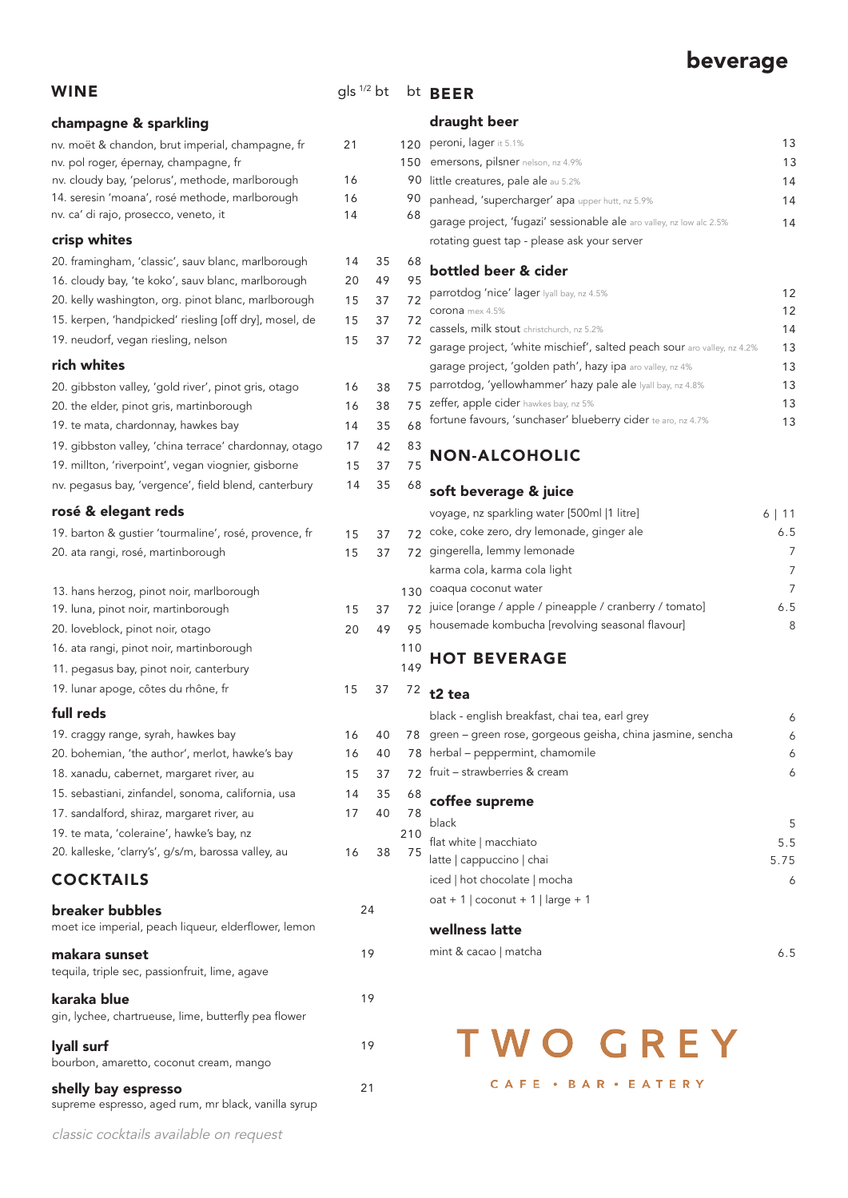# beverage

## WINE

### champagne & sparkling

| | gls | 1/2 bt | bt |
|---|---|---|---|
| nv. moët & chandon, brut imperial, champagne, fr | 21 | | 120 |
| nv. pol roger, épernay, champagne, fr | | | 150 |
| nv. cloudy bay, 'pelorus', methode, marlborough | 16 | | 90 |
| 14. seresin 'moana', rosé methode, marlborough | 16 | | 90 |
| nv. ca' di rajo, prosecco, veneto, it | 14 | | 68 |

### crisp whites

| | gls | 1/2 bt | bt |
|---|---|---|---|
| 20. framingham, 'classic', sauv blanc, marlborough | 14 | 35 | 68 |
| 16. cloudy bay, 'te koko', sauv blanc, marlborough | 20 | 49 | 95 |
| 20. kelly washington, org. pinot blanc, marlborough | 15 | 37 | 72 |
| 15. kerpen, 'handpicked' riesling [off dry], mosel, de | 15 | 37 | 72 |
| 19. neudorf, vegan riesling, nelson | 15 | 37 | 72 |

### rich whites

| | gls | 1/2 bt | bt |
|---|---|---|---|
| 20. gibbston valley, 'gold river', pinot gris, otago | 16 | 38 | 75 |
| 20. the elder, pinot gris, martinborough | 16 | 38 | 75 |
| 19. te mata, chardonnay, hawkes bay | 14 | 35 | 68 |
| 19. gibbston valley, 'china terrace' chardonnay, otago | 17 | 42 | 83 |
| 19. millton, 'riverpoint', vegan viognier, gisborne | 15 | 37 | 75 |
| nv. pegasus bay, 'vergence', field blend, canterbury | 14 | 35 | 68 |

### rosé & elegant reds

| | gls | 1/2 bt | bt |
|---|---|---|---|
| 19. barton & gustier 'tourmaline', rosé, provence, fr | 15 | 37 | 72 |
| 20. ata rangi, rosé, martinborough | 15 | 37 | 72 |
| 13. hans herzog, pinot noir, marlborough | | | 130 |
| 19. luna, pinot noir, martinborough | 15 | 37 | 72 |
| 20. loveblock, pinot noir, otago | 20 | 49 | 95 |
| 16. ata rangi, pinot noir, martinborough | | | 110 |
| 11. pegasus bay, pinot noir, canterbury | | | 149 |
| 19. lunar apoge, côtes du rhône, fr | 15 | 37 | 72 |

### full reds

| | gls | 1/2 bt | bt |
|---|---|---|---|
| 19. craggy range, syrah, hawkes bay | 16 | 40 | 78 |
| 20. bohemian, 'the author', merlot, hawke's bay | 16 | 40 | 78 |
| 18. xanadu, cabernet, margaret river, au | 15 | 37 | 72 |
| 15. sebastiani, zinfandel, sonoma, california, usa | 14 | 35 | 68 |
| 17. sandalford, shiraz, margaret river, au | 17 | 40 | 78 |
| 19. te mata, 'coleraine', hawke's bay, nz | | | 210 |
| 20. kalleske, 'clarry's', g/s/m, barossa valley, au | 16 | 38 | 75 |

## COCKTAILS

**breaker bubbles** — 24
moet ice imperial, peach liqueur, elderflower, lemon

**makara sunset** — 19
tequila, triple sec, passionfruit, lime, agave

**karaka blue** — 19
gin, lychee, chartrueuse, lime, butterfly pea flower

**lyall surf** — 19
bourbon, amaretto, coconut cream, mango

**shelly bay espresso** — 21
supreme espresso, aged rum, mr black, vanilla syrup

*classic cocktails available on request*

## BEER

### draught beer

| | |
|---|---|
| peroni, lager it 5.1% | 13 |
| emersons, pilsner nelson, nz 4.9% | 13 |
| little creatures, pale ale au 5.2% | 14 |
| panhead, 'supercharger' apa upper hutt, nz 5.9% | 14 |
| garage project, 'fugazi' sessionable ale aro valley, nz low alc 2.5% | 14 |
| rotating guest tap - please ask your server | |

### bottled beer & cider

| | |
|---|---|
| parrotdog 'nice' lager lyall bay, nz 4.5% | 12 |
| corona mex 4.5% | 12 |
| cassels, milk stout christchurch, nz 5.2% | 14 |
| garage project, 'white mischief', salted peach sour aro valley, nz 4.2% | 13 |
| garage project, 'golden path', hazy ipa aro valley, nz 4% | 13 |
| parrotdog, 'yellowhammer' hazy pale ale lyall bay, nz 4.8% | 13 |
| zeffer, apple cider hawkes bay, nz 5% | 13 |
| fortune favours, 'sunchaser' blueberry cider te aro, nz 4.7% | 13 |

## NON-ALCOHOLIC

### soft beverage & juice

| | |
|---|---|
| voyage, nz sparkling water [500ml \|1 litre] | 6 \| 11 |
| coke, coke zero, dry lemonade, ginger ale | 6.5 |
| gingerella, lemmy lemonade | 7 |
| karma cola, karma cola light | 7 |
| coaqua coconut water | 7 |
| juice [orange / apple / pineapple / cranberry / tomato] | 6.5 |
| housemade kombucha [revolving seasonal flavour] | 8 |

## HOT BEVERAGE

### t2 tea

| | |
|---|---|
| black - english breakfast, chai tea, earl grey | 6 |
| green – green rose, gorgeous geisha, china jasmine, sencha | 6 |
| herbal – peppermint, chamomile | 6 |
| fruit – strawberries & cream | 6 |

### coffee supreme

| | |
|---|---|
| black | 5 |
| flat white \| macchiato | 5.5 |
| latte \| cappuccino \| chai | 5.75 |
| iced \| hot chocolate \| mocha | 6 |
| oat + 1 \| coconut + 1 \| large + 1 | |

### wellness latte

| | |
|---|---|
| mint & cacao \| matcha | 6.5 |

TWO GREY

CAFE • BAR • EATERY